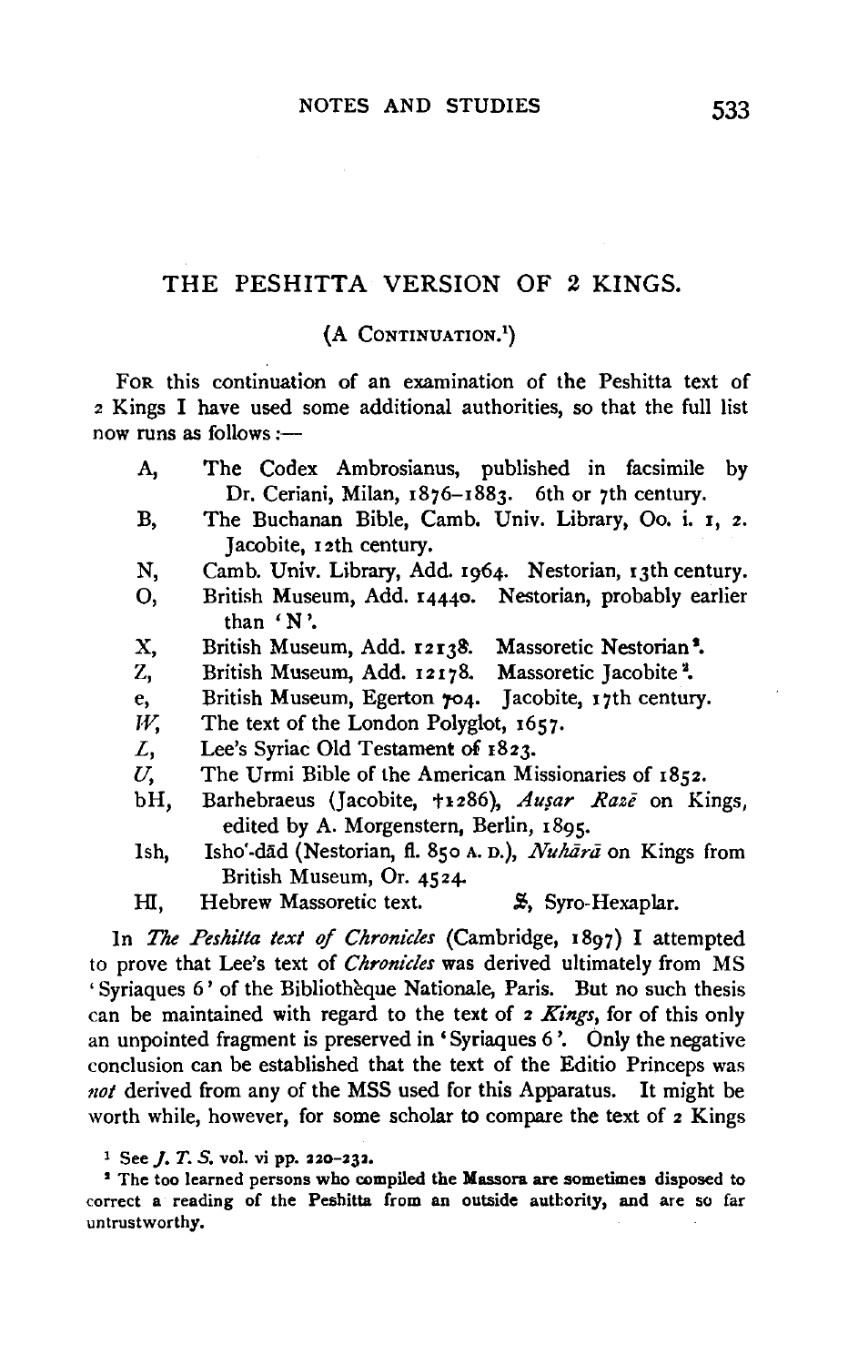# THE PESHITTA VERSION OF 2 KINGS.

(A CONTINUATION.[1])

FOR this continuation of an examination of the Peshitta text of 2 Kings I have used some additional authorities, so that the full list now runs as follows:—

- A, The Codex Ambrosianus, published in facsimile by Dr. Ceriani, Milan, 1876–1883. 6th or 7th century.
- B, The Buchanan Bible, Camb. Univ. Library, Oo. i. 1, 2. Jacobite, 12th century.
- N, Camb. Univ. Library, Add. 1964. Nestorian, 13th century.
- O, British Museum, Add. 14440. Nestorian, probably earlier than 'N'.
- X, British Museum, Add. 12138. Massoretic Nestorian[2].
- Z, British Museum, Add. 12178. Massoretic Jacobite[2].
- e, British Museum, Egerton 704. Jacobite, 17th century.
- *W*, The text of the London Polyglot, 1657.
- *L*, Lee's Syriac Old Testament of 1823.
- *U*, The Urmi Bible of the American Missionaries of 1852.
- bH, Barhebraeus (Jacobite, †1286), *Auṣar Razē* on Kings, edited by A. Morgenstern, Berlin, 1895.
- Ish, Isho'-dād (Nestorian, fl. 850 A. D.), *Nuhārā* on Kings from British Museum, Or. 4524.
- H, Hebrew Massoretic text. 𝔖, Syro-Hexaplar.

In *The Peshitta text of Chronicles* (Cambridge, 1897) I attempted to prove that Lee's text of *Chronicles* was derived ultimately from MS 'Syriaques 6' of the Bibliothèque Nationale, Paris. But no such thesis can be maintained with regard to the text of 2 *Kings*, for of this only an unpointed fragment is preserved in 'Syriaques 6'. Only the negative conclusion can be established that the text of the Editio Princeps was *not* derived from any of the MSS used for this Apparatus. It might be worth while, however, for some scholar to compare the text of 2 Kings

[1] See *J. T. S.* vol. vi pp. 220–232.

[2] The too learned persons who compiled the Massora are sometimes disposed to correct a reading of the Peshitta from an outside authority, and are so far untrustworthy.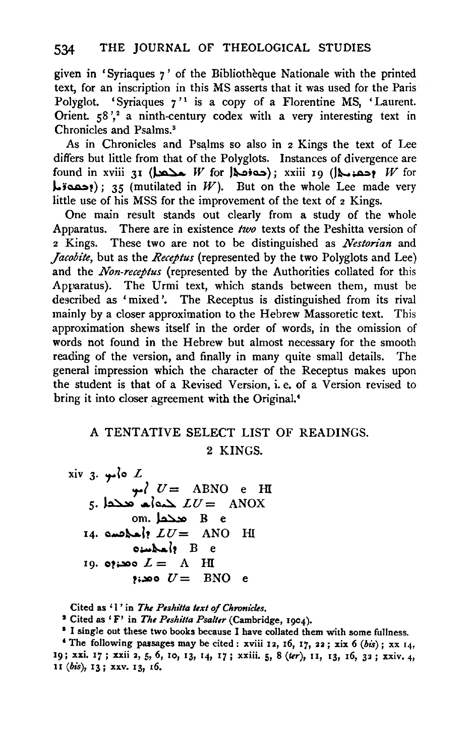given in 'Syriaques 7' of the Bibliothèque Nationale with the printed text, for an inscription in this MS asserts that it was used for the Paris Polyglot. 'Syriaques 7'[1] is a copy of a Florentine MS, 'Laurent. Orient. 58',[2] a ninth-century codex with a very interesting text in Chronicles and Psalms.[3]

As in Chronicles and Psalms so also in 2 Kings the text of Lee differs but little from that of the Polyglots. Instances of divergence are found in xviii 31 (ܡܠܟܐ *W* for ܠܡܕܝܢܬܐ); xxiii 19 (ܕܡܫܝܚܐ *W* for ܕܟܘܡܪܐ); 35 (mutilated in *W*). But on the whole Lee made very little use of his MSS for the improvement of the text of 2 Kings.

One main result stands out clearly from a study of the whole Apparatus. There are in existence *two* texts of the Peshitta version of 2 Kings. These two are not to be distinguished as *Nestorian* and *Jacobite*, but as the *Receptus* (represented by the two Polyglots and Lee) and the *Non-receptus* (represented by the Authorities collated for this Apparatus). The Urmi text, which stands between them, must be described as 'mixed'. The Receptus is distinguished from its rival mainly by a closer approximation to the Hebrew Massoretic text. This approximation shews itself in the order of words, in the omission of words not found in the Hebrew but almost necessary for the smooth reading of the version, and finally in many quite small details. The general impression which the character of the Receptus makes upon the student is that of a Revised Version, i. e. of a Version revised to bring it into closer agreement with the Original.[4]

## A TENTATIVE SELECT LIST OF READINGS.

### 2 KINGS.

xiv 3. ܘܐܝܟ *L*
  ܐܝܟ *U* = ABNO e HI
5. ܠܥܒܕܘܗܝ ܕܡܠܟܐ *LU* = ANOX
  om. ܡܠܟܐ B e
14. ܕܐܫܬܟܚܘ *LU* = ANO HI
  ܕܐܫܬܟܚܘ B e
19. ܘܡܪܕܘ *L* = A HI
  ܘܡܪܕ *U* = BNO e

---

[1] Cited as 'l' in *The Peshitta text of Chronicles*.

[2] Cited as 'F' in *The Peshitta Psalter* (Cambridge, 1904).

[3] I single out these two books because I have collated them with some fullness.

[4] The following passages may be cited: xviii 12, 16, 17, 22; xix 6 (*bis*); xx 14, 19; xxi. 17; xxii 2, 5, 6, 10, 13, 14, 17; xxiii. 5, 8 (*ter*), 11, 13, 16, 32; xxiv. 4, 11 (*bis*), 13; xxv. 13, 16.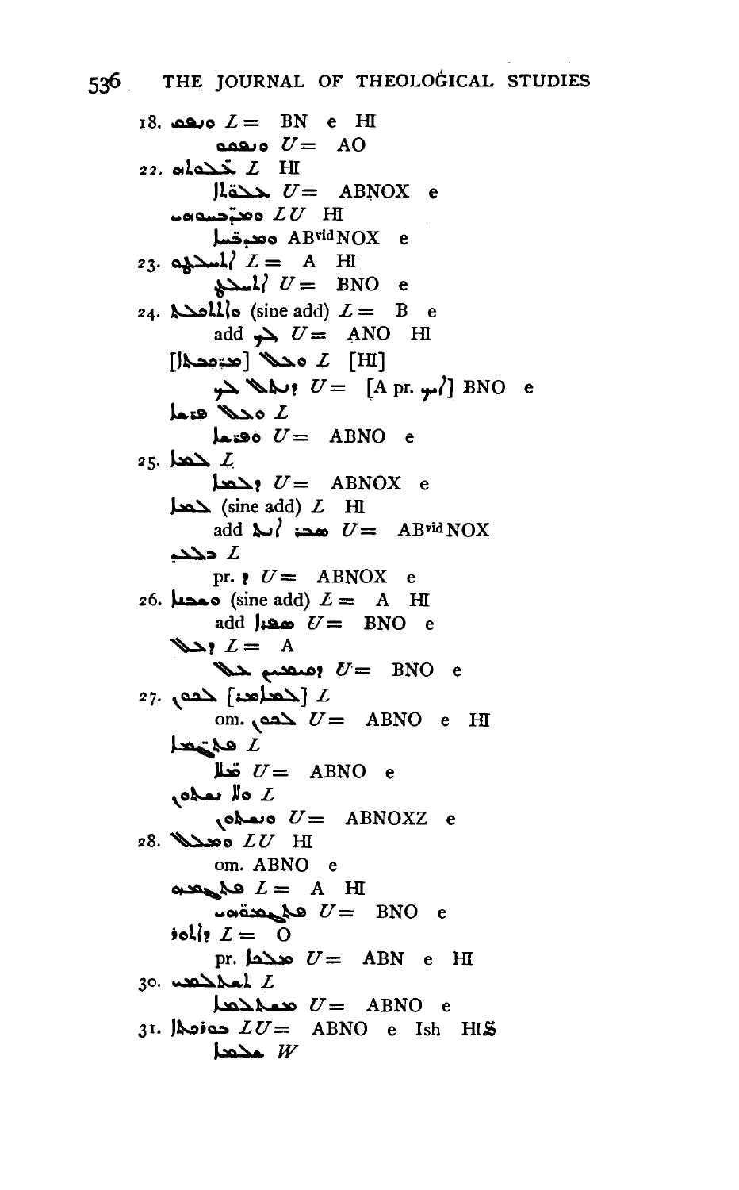18. ܘܥܩܒ $L =$ BN e HI

ܘܥܩܒܘ $U =$ AO

22. ܬܟܠܬܗ $L$ HI

ܬܟܠܬܐ $U =$ ABNOX e

ܘܡܬܒܣܡܝܢ $LU$ HI

ܘܡܒܣܡܐ AB[vid]NOX e

23. ܐܫܬܟܚܬ $L =$ A HI

ܐܫܬܟܚ $U =$ BNO e

24. ܘܐܬܬܠܝܗ (sine add) $L =$ B e

add ܠܗ $U =$ ANO HI

[ܡܬܒܥܐ] ܘܟܠ $L$ [HI]

ܕܟܠ ܐܝܟ $U =$ [A pr. ܐܝܟ] BNO e

ܘܟܠ ܗܕܡܐ $L$

ܘܗܕܡܐ $U =$ ABNO e

25. ܟܠܗ $L$

ܕܟܠܗ $U =$ ABNOX e

ܟܠܗ (sine add) $L$ HI

add ܗܘ ܐܝܟ $U =$ AB[vid]NOX

ܕܟܠܗ $L$

pr. ܕ $U =$ ABNOX e

26. ܘܣܟܐ (sine add) $L =$ A HI

add ܗܢܐ $U =$ BNO e

ܕܟܠ $L =$ A

ܕܡܫܡܫ ܟܠ $U =$ BNO e

27. [ܟܠܗܘܢ] ܟܠܗܘܢ $L$

om. ܟܠܗܘܢ $U =$ ABNO e HI

ܡܠܝܐ $L$

ܡܠܐ $U =$ ABNO e

ܘܠܐ ܢܥܒܕ $L$

ܘܢܥܒܕ $U =$ ABNOXZ e

28. ܘܡܟܠ $LU$ HI

om. ABNO e

ܡܠܝܗܘܢ $L =$ A HI

ܡܠܝܘܬܗܘܢ $U =$ BNO e

ܕܐܬܐ $L =$ O

pr. ܡܟܝܠ $U =$ ABN e HI

30. ܠܡܠܟܘܬܐ $L$

ܡܡܠܟܘܬܐ $U =$ ABNO e

31. ܒܕܘܟܬܐ $LU =$ ABNO e Ish HIS

ܡܟܠܐ $W$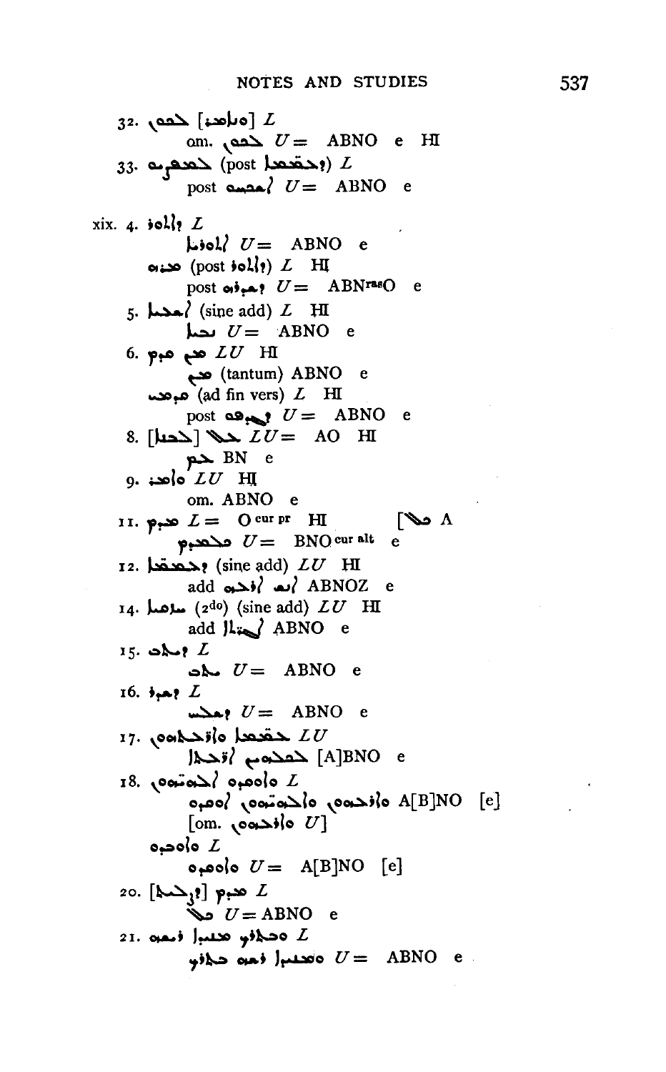32. ܘܐܡܪ] ܠܗܘܢ *L*

om. ܠܗܘܢ *U*= ABNO e HI

33. ܠܥܡܗܘܢ (post ܕܥܡܡܐ) *L*

post ܐܢܫܐ *U*= ABNO e

xix. 4. ܕܐܬܪ *L*

ܐܬܪܐ *U*= ABNO e

ܡܢܗ (post ܕܐܬܪ) *L* HI

post ܕܥܒܪ *U*= ABN[ras]O e

5. ܐܢܫܐ (sine add) *L* HI

ܢܫܐ *U*= ABNO e

6. ܡܢ ܩܕܡ *LU* HI

ܡܢ (tantum) ABNO e

ܩܕܡܝ (ad fin vers) *L* HI

post ܕܢܦܩܘ *U*= ABNO e

8. [ܠܟܠܗ] ܠܟܠ *LU*= AO HI

ܠܟܡ BN e

9. ܘܐܡܪ *LU* HI

om. ABNO e

11. ܩܕܡ *L*= O [cur pr] HI [ܟܠ A

ܠܩܕܡ *U*= BNO [cur alt] e

12. ܕܥܡܡܐ (sine add) *LU* HI

add ܐܝܟ ܐܪܥܐ ABNOZ e

14. ܫܠܡܐ (2do) (sine add) *LU* HI

add ܠܐܢܫܐ ABNO e

15. ܕܐܠܗ *L*

ܠܗ *U*= ABNO e

16. ܕܥܒܪ *L*

ܕܥܒܕܬ *U*= ABNO e

17. ܠܥܡܡܐ ܘܐܬܪܘܬܗܘܢ *LU*

ܠܥܡܗܘܢ ܠܐܬܪܗܘܢ [A]BNO e

18. ܘܩܕܡܘ ܠܥܡܗܘܢ *L*

ܘܐܪܥܬܗܘܢ ܘܠܥܡܗܘܢ ܐܩܕܡܘ A[B]NO [e]

[om. ܘܐܪܥܬܗܘܢ *U*]

ܘܩܕܡܘ *L*

ܘܩܕܡܘ *U*= A[B]NO [e]

20. ܩܕܡ [ܕܐܠܗܐ] *L*

ܟܠ *U*= ABNO e

21. ܘܟܠܗܘܢ ܥܡܡܐ ܢܦܩܘ *L*

ܘܥܡܡܐ ܢܦܩܘ ܟܠܗܘܢ *U*= ABNO e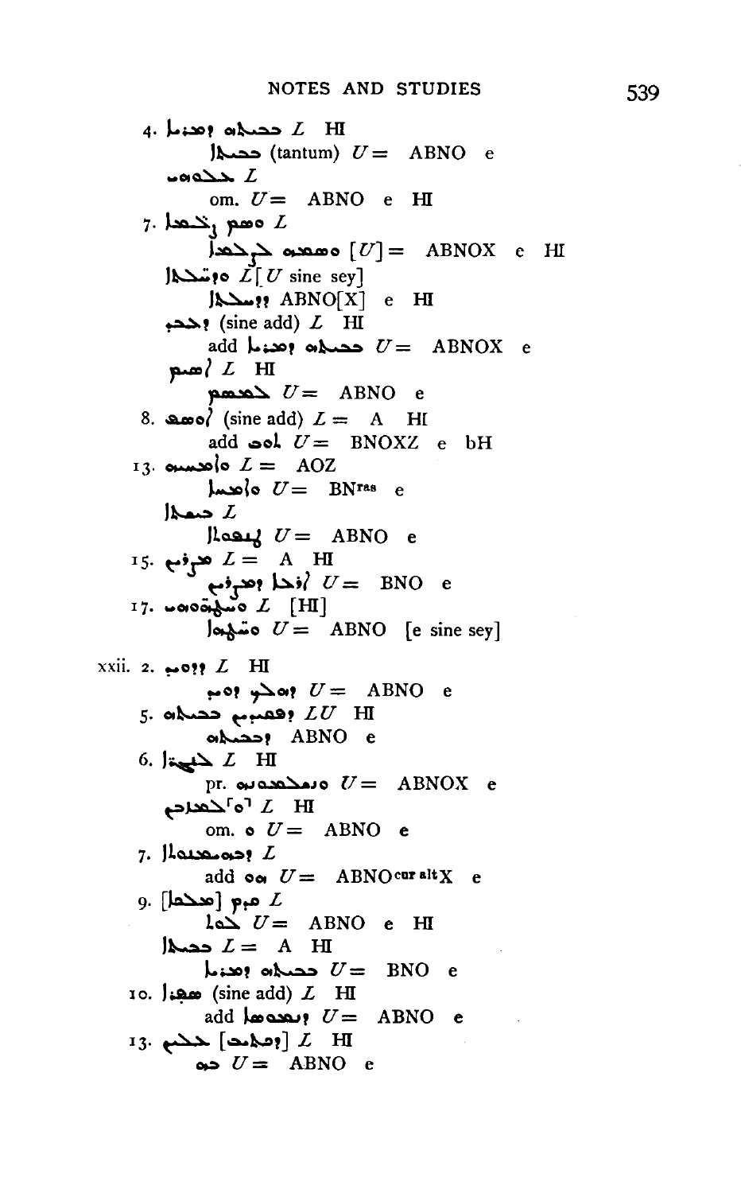4. ܒܚܝܠܗ ܕܡܪܝܐ *L* HI
  ܒܚܝܠܐ (tantum) *U* = ABNO e
 ܠܟܠܗܘܢ *L*
  om. *U* = ABNO e HI

7. ܘܫܡ ܕ̈ܫܡܝܐ *L*
  ܘܫܡܗ ܕ̈ܫܡܝܐ [*U*] = ABNOX e HI
 ܘܕܪ̈ܫܢܝܬܐ *L* [*U* sine sey]
  ܕܕܪܫܢܝܬܐ ABNO[X] e HI
 ܕܚܒܝ (sine add) *L* HI
  add ܒܚܝܠܗ ܕܡܪܝܐ *U* = ABNOX e
 ܐܩܝܡ *L* HI
  ܠܡܩܝܡ *U* = ABNO e

8. ܐܘܣܦ (sine add) *L* = A HI
  add ܠܗܘ *U* = BNOXZ e bH

13. ܘܐܡܠܟܘܢ *L* = AOZ
  ܘܐܡܠܟ *U* = BN^ras e
 ܒܣܡܬܐ *L*
  ܠܬܫܡܫܬܐ *U* = ABNO e

15. ܡܪܘܡܝ *L* = A HI
  ܐܪܥܐ ܕܡܪܘܡܝ *U* = BNO e

17. ܘܡ̈ܫܘܕܥܘܗܝ *L* [HI]
  ܘܡ̈ܫܘܕܥܐ *U* = ABNO [e sine sey]

xxii. 2. ܕܕܘܝܕ *L* HI
  ܕܗܘܝܬ ܕܘܝ *U* = ABNO e

5. ܕܦܣܝܡ ܒܚܝܠܗ *LU* HI
  ܕܒܚܝܠܗ ABNO e

6. ܠܓܝ̈ܪܬܐ *L* HI
  pr. ܘܡܣܟܢܘܬܗ *U* = ABNOX e
 ⌜ܘ⌝ܠܟܠܗܝܢ *L* HI
  om. ܘ *U* = ABNO e

7. ܕܡܣܟܢܘܬܐ *L*
  add ܗܘ *U* = ABNO^cor alt X e

9. ܡܢ [ܡܠܟܐ] *L*
  ܠܗ *U* = ABNO e HI
 ܒܚܝܠܐ *L* = A HI
  ܒܚܝܠܗ ܕܡܪܝܐ *U* = BNO e

10. ܣܓܝ (sine add) *L* HI
  add ܕܢܦܫܗ *U* = ABNO e

13. ܠܟܠܗ [ܕܡܠܬܗ] *L* HI
  ܒܗ *U* = ABNO e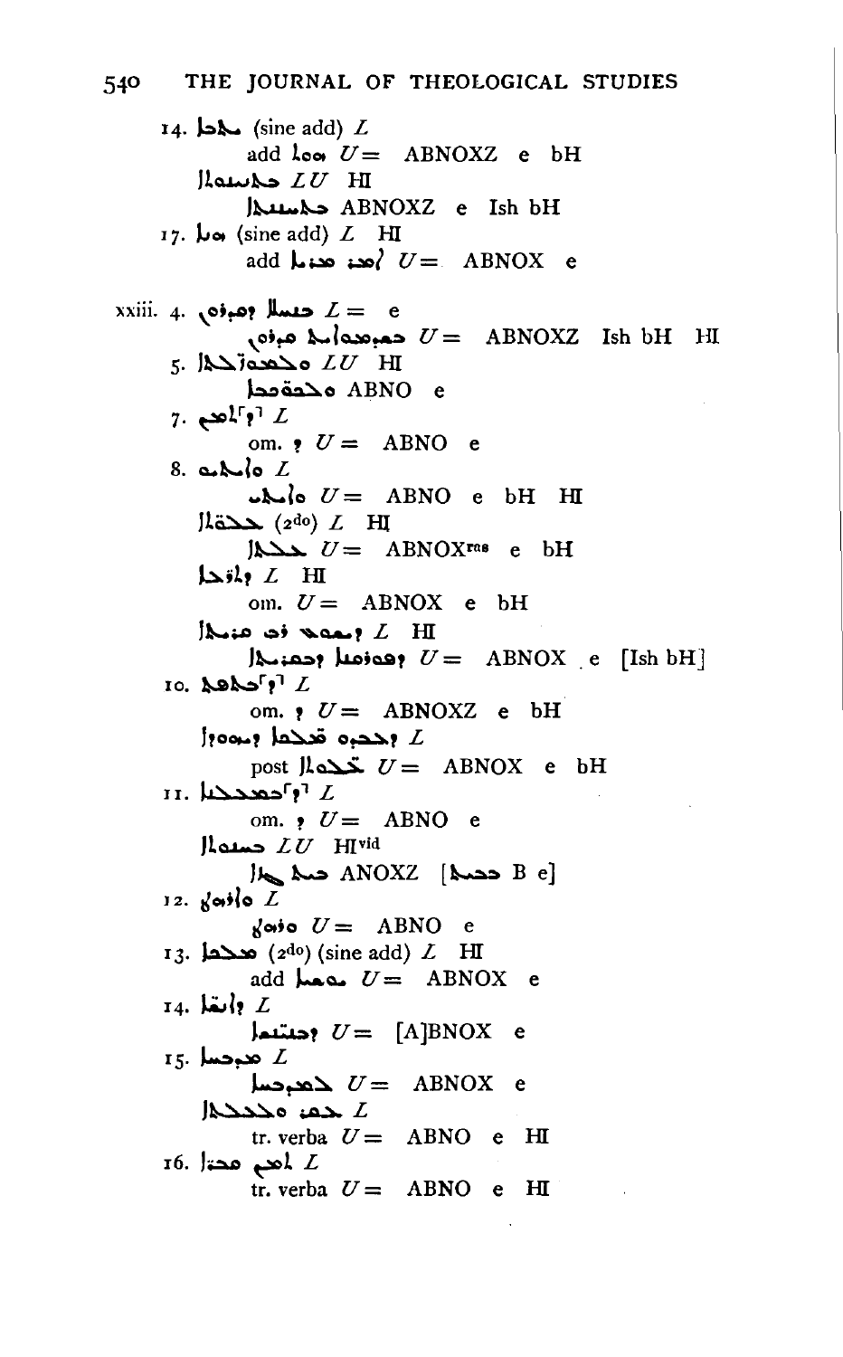14. ܠܗܠܐ (sine add) *L*
    add ܗܘܐ *U* = ABNOXZ e bH
    ܠܡܠܟܘܬܐ *LU* HI
    ܠܡܠܟܘܬܐ ABNOXZ e Ish bH

17. ܗܘ (sine add) *L* HI
    add ܐܡܪ ܡܪܝܐ *U* = ABNOX e

xxiii. 4. ܒܚܝܠܐ ܕܡܪܝܐ *L* = e
    ܒܡܫܡܥܬܐ ܡܪܝܐ *U* = ABNOXZ Ish bH HI

5. ܘܠܡܫܡܥܬܐ *LU* HI
    ܘܠܡܫܡܥܬܐ ABNO e

7. ܕ݁ܐܬܐ *L*
    om. ܕ *U* = ABNO e

8. ܘܐܬܐ *L*
    ܘܐܬܐ *U* = ABNO e bH HI
    ܒܚܩܠܐ (2do) *L* HI
    ܒܚܩܠܐ *U* = ABNOX^{ras} e bH
    ܕܐܪܥܐ *L* HI
    om. *U* = ABNOX e bH
    ܕܢܗܘܐ ܗܘ ܡܪܝܐ *L* HI
    ܕܢܗܘܪܐ ܕܡܪܝܐ *U* = ABNOX e [Ish bH]

10. ܕ݁ܐܬܐ *L*
    om. ܕ *U* = ABNOXZ e bH
    ܕܒܚܕܐ ܫܒܥܐ ܕܝܘܡܐ *L*
    post ܫܒܥܐ *U* = ABNOX e bH

11. ܕ݁ܡܬܒܥܐ *L*
    om. ܕ *U* = ABNO e
    ܚܣܝܢܐ *LU* HI^{vid}
    ܒܚܝܠܐ ܡܢܗ ANOXZ [ܒܚܝܠܐ B e]

12. ܘܐܬܐ *L*
    ܘܐܬܐ *U* = ABNO e

13. ܡܠܟܐ (2do) (sine add) *L* HI
    add ܡܢܗ *U* = ABNOX e

14. ܕܐܢܫܐ *L*
    ܕܐܢܫܐ *U* = [A]BNOX e

15. ܡܕܝܢܐ *L*
    ܠܡܕܝܢܐ *U* = ABNOX e
    ܠܗܘܢ ܘܠܡܠܟܐ *L*
    tr. verba *U* = ABNO e HI

16. ܐܡܪ ܡܪܝܐ *L*
    tr. verba *U* = ABNO e HI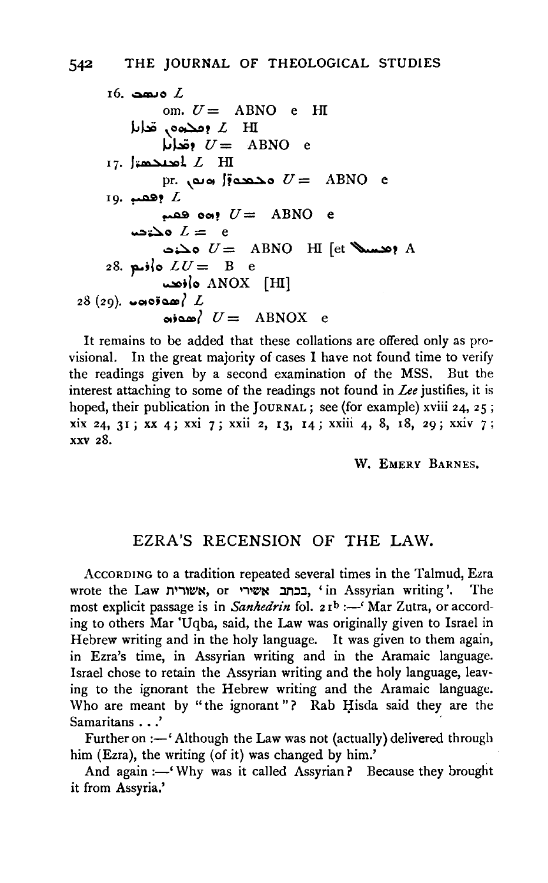16. ܘܩܡܘ $L$

om. $U=$ ABNO e HI

ܕܐܠܗܘܢ ܩܕܠܐ $L$ HI

ܕܩܕܠܐ $U=$ ABNO e

17. ܠܡܕܒܪܢܐ $L$ HI

pr. ܘܡܕܒܪܢܐ ܗܘܐ $U=$ ABNO e

19. ܕܩܡܝ $L$

ܕܗܘܐ ܩܡܝ $U=$ ABNO e

ܘܟܬܒ $L=$ e

ܘܟܬܒ $U=$ ABNO HI [et ܕܡܫܚܐ A

28. ܘܐܬܐ $LU=$ B e

ܘܐܬܘ ANOX [HI]

28 (29). ܐܘܣܪܘܗܝ $L$

ܐܘܣܪܗ $U=$ ABNOX e

It remains to be added that these collations are offered only as provisional. In the great majority of cases I have not found time to verify the readings given by a second examination of the MSS. But the interest attaching to some of the readings not found in *Lee* justifies, it is hoped, their publication in the JOURNAL; see (for example) xviii 24, 25; xix 24, 31; xx 4; xxi 7; xxii 2, 13, 14; xxiii 4, 8, 18, 29; xxiv 7; xxv 28.

W. EMERY BARNES.

## EZRA'S RECENSION OF THE LAW.

ACCORDING to a tradition repeated several times in the Talmud, Ezra wrote the Law אשורית, or בכתב אשירי, 'in Assyrian writing'. The most explicit passage is in *Sanhedrin* fol. 21b:—'Mar Zutra, or according to others Mar 'Uqba, said, the Law was originally given to Israel in Hebrew writing and in the holy language. It was given to them again, in Ezra's time, in Assyrian writing and in the Aramaic language. Israel chose to retain the Assyrian writing and the holy language, leaving to the ignorant the Hebrew writing and the Aramaic language. Who are meant by "the ignorant"? Rab Ḥisda said they are the Samaritans . . .'

Further on:—'Although the Law was not (actually) delivered through him (Ezra), the writing (of it) was changed by him.'

And again:—'Why was it called Assyrian? Because they brought it from Assyria.'